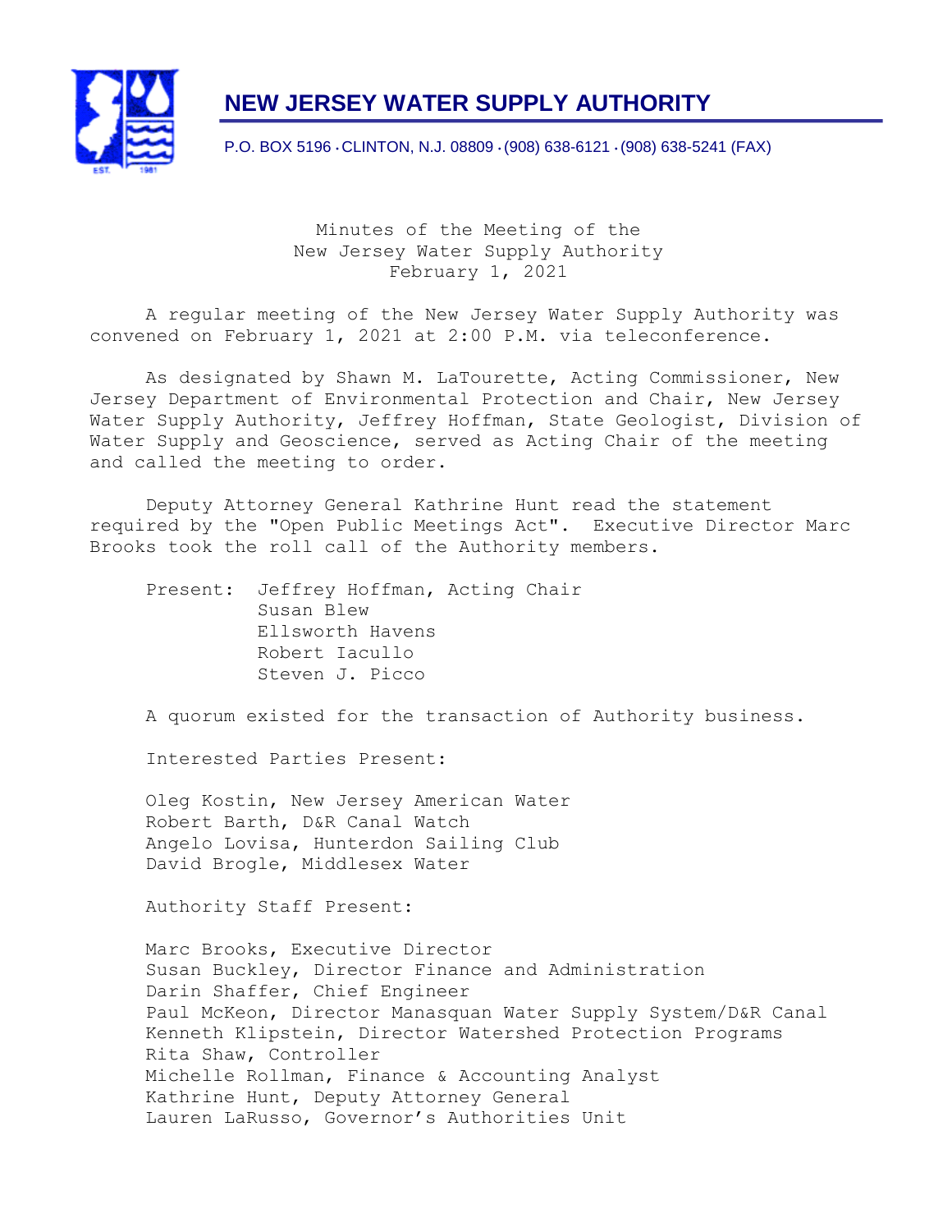# NEW JERSEY WATER SUPPLY AUTHORITY

P.O. BOX 5196 · CLINTON, N.J. 08809 · (908) 638-6121 · (908) 638-5241 (FAX)

Minutes of the Meeting of the
New Jersey Water Supply Authority
February 1, 2021

A regular meeting of the New Jersey Water Supply Authority was convened on February 1, 2021 at 2:00 P.M. via teleconference.

As designated by Shawn M. LaTourette, Acting Commissioner, New Jersey Department of Environmental Protection and Chair, New Jersey Water Supply Authority, Jeffrey Hoffman, State Geologist, Division of Water Supply and Geoscience, served as Acting Chair of the meeting and called the meeting to order.

Deputy Attorney General Kathrine Hunt read the statement required by the "Open Public Meetings Act". Executive Director Marc Brooks took the roll call of the Authority members.

Present: Jeffrey Hoffman, Acting Chair
Susan Blew
Ellsworth Havens
Robert Iacullo
Steven J. Picco

A quorum existed for the transaction of Authority business.

Interested Parties Present:

Oleg Kostin, New Jersey American Water
Robert Barth, D&R Canal Watch
Angelo Lovisa, Hunterdon Sailing Club
David Brogle, Middlesex Water

Authority Staff Present:

Marc Brooks, Executive Director
Susan Buckley, Director Finance and Administration
Darin Shaffer, Chief Engineer
Paul McKeon, Director Manasquan Water Supply System/D&R Canal
Kenneth Klipstein, Director Watershed Protection Programs
Rita Shaw, Controller
Michelle Rollman, Finance & Accounting Analyst
Kathrine Hunt, Deputy Attorney General
Lauren LaRusso, Governor's Authorities Unit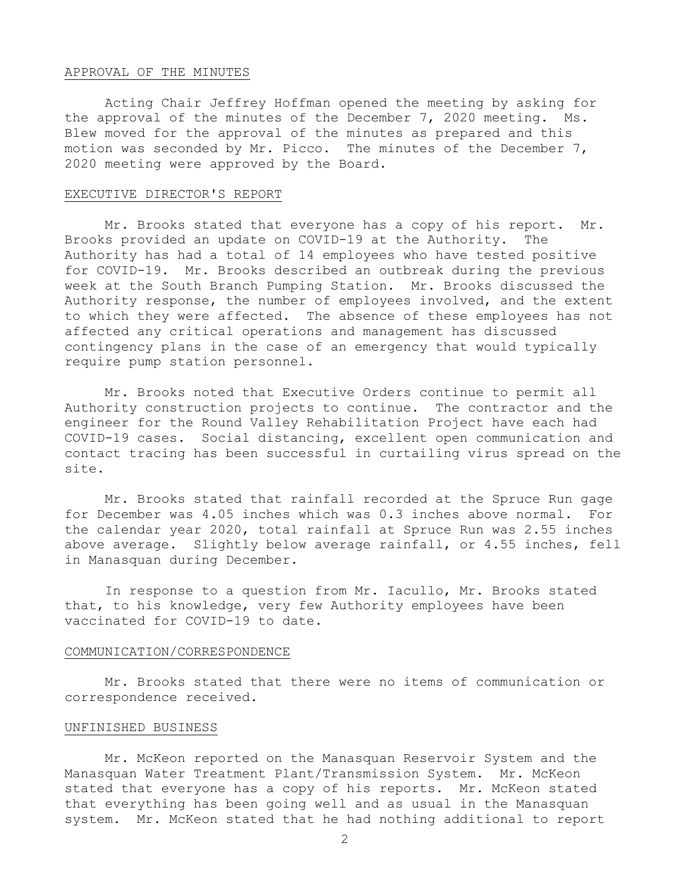## APPROVAL OF THE MINUTES

Acting Chair Jeffrey Hoffman opened the meeting by asking for the approval of the minutes of the December 7, 2020 meeting. Ms. Blew moved for the approval of the minutes as prepared and this motion was seconded by Mr. Picco. The minutes of the December 7, 2020 meeting were approved by the Board.

## EXECUTIVE DIRECTOR'S REPORT

Mr. Brooks stated that everyone has a copy of his report. Mr. Brooks provided an update on COVID-19 at the Authority. The Authority has had a total of 14 employees who have tested positive for COVID-19. Mr. Brooks described an outbreak during the previous week at the South Branch Pumping Station. Mr. Brooks discussed the Authority response, the number of employees involved, and the extent to which they were affected. The absence of these employees has not affected any critical operations and management has discussed contingency plans in the case of an emergency that would typically require pump station personnel.

Mr. Brooks noted that Executive Orders continue to permit all Authority construction projects to continue. The contractor and the engineer for the Round Valley Rehabilitation Project have each had COVID-19 cases. Social distancing, excellent open communication and contact tracing has been successful in curtailing virus spread on the site.

Mr. Brooks stated that rainfall recorded at the Spruce Run gage for December was 4.05 inches which was 0.3 inches above normal. For the calendar year 2020, total rainfall at Spruce Run was 2.55 inches above average. Slightly below average rainfall, or 4.55 inches, fell in Manasquan during December.

In response to a question from Mr. Iacullo, Mr. Brooks stated that, to his knowledge, very few Authority employees have been vaccinated for COVID-19 to date.

## COMMUNICATION/CORRESPONDENCE

Mr. Brooks stated that there were no items of communication or correspondence received.

## UNFINISHED BUSINESS

Mr. McKeon reported on the Manasquan Reservoir System and the Manasquan Water Treatment Plant/Transmission System. Mr. McKeon stated that everyone has a copy of his reports. Mr. McKeon stated that everything has been going well and as usual in the Manasquan system. Mr. McKeon stated that he had nothing additional to report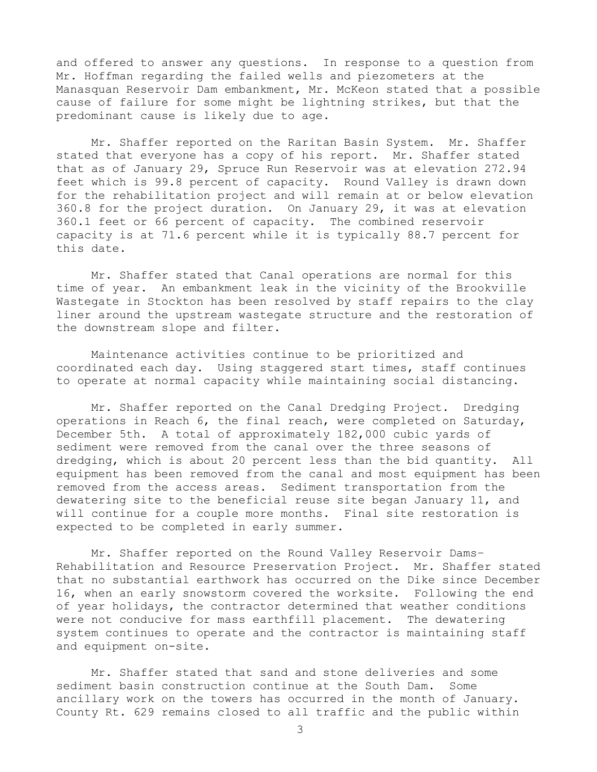and offered to answer any questions. In response to a question from Mr. Hoffman regarding the failed wells and piezometers at the Manasquan Reservoir Dam embankment, Mr. McKeon stated that a possible cause of failure for some might be lightning strikes, but that the predominant cause is likely due to age.

Mr. Shaffer reported on the Raritan Basin System. Mr. Shaffer stated that everyone has a copy of his report. Mr. Shaffer stated that as of January 29, Spruce Run Reservoir was at elevation 272.94 feet which is 99.8 percent of capacity. Round Valley is drawn down for the rehabilitation project and will remain at or below elevation 360.8 for the project duration. On January 29, it was at elevation 360.1 feet or 66 percent of capacity. The combined reservoir capacity is at 71.6 percent while it is typically 88.7 percent for this date.

Mr. Shaffer stated that Canal operations are normal for this time of year. An embankment leak in the vicinity of the Brookville Wastegate in Stockton has been resolved by staff repairs to the clay liner around the upstream wastegate structure and the restoration of the downstream slope and filter.

Maintenance activities continue to be prioritized and coordinated each day. Using staggered start times, staff continues to operate at normal capacity while maintaining social distancing.

Mr. Shaffer reported on the Canal Dredging Project. Dredging operations in Reach 6, the final reach, were completed on Saturday, December 5th. A total of approximately 182,000 cubic yards of sediment were removed from the canal over the three seasons of dredging, which is about 20 percent less than the bid quantity. All equipment has been removed from the canal and most equipment has been removed from the access areas. Sediment transportation from the dewatering site to the beneficial reuse site began January 11, and will continue for a couple more months. Final site restoration is expected to be completed in early summer.

Mr. Shaffer reported on the Round Valley Reservoir Dams-Rehabilitation and Resource Preservation Project. Mr. Shaffer stated that no substantial earthwork has occurred on the Dike since December 16, when an early snowstorm covered the worksite. Following the end of year holidays, the contractor determined that weather conditions were not conducive for mass earthfill placement. The dewatering system continues to operate and the contractor is maintaining staff and equipment on-site.

Mr. Shaffer stated that sand and stone deliveries and some sediment basin construction continue at the South Dam. Some ancillary work on the towers has occurred in the month of January. County Rt. 629 remains closed to all traffic and the public within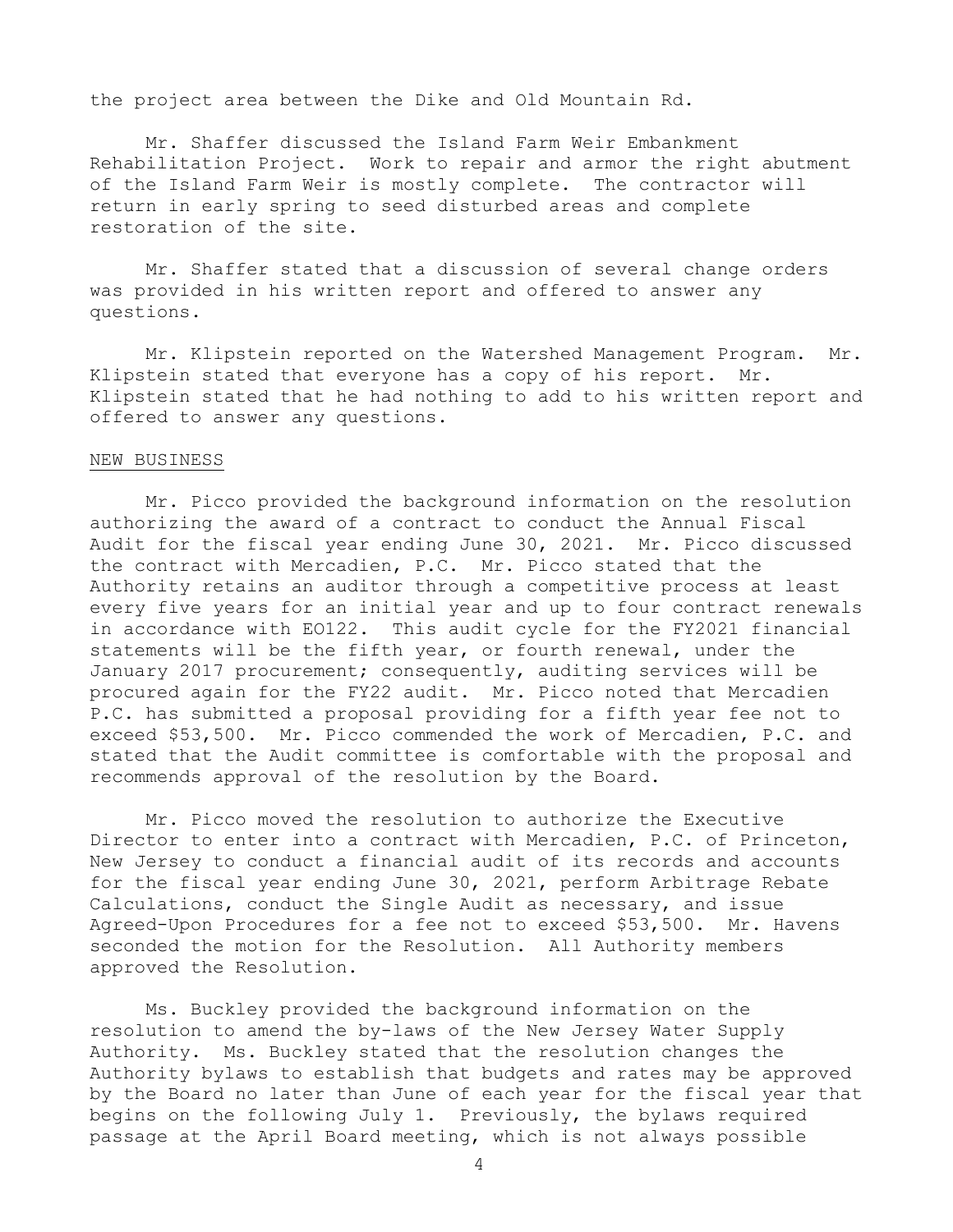the project area between the Dike and Old Mountain Rd.

Mr. Shaffer discussed the Island Farm Weir Embankment Rehabilitation Project. Work to repair and armor the right abutment of the Island Farm Weir is mostly complete. The contractor will return in early spring to seed disturbed areas and complete restoration of the site.

Mr. Shaffer stated that a discussion of several change orders was provided in his written report and offered to answer any questions.

Mr. Klipstein reported on the Watershed Management Program. Mr. Klipstein stated that everyone has a copy of his report. Mr. Klipstein stated that he had nothing to add to his written report and offered to answer any questions.

NEW BUSINESS

Mr. Picco provided the background information on the resolution authorizing the award of a contract to conduct the Annual Fiscal Audit for the fiscal year ending June 30, 2021. Mr. Picco discussed the contract with Mercadien, P.C. Mr. Picco stated that the Authority retains an auditor through a competitive process at least every five years for an initial year and up to four contract renewals in accordance with EO122. This audit cycle for the FY2021 financial statements will be the fifth year, or fourth renewal, under the January 2017 procurement; consequently, auditing services will be procured again for the FY22 audit. Mr. Picco noted that Mercadien P.C. has submitted a proposal providing for a fifth year fee not to exceed $53,500. Mr. Picco commended the work of Mercadien, P.C. and stated that the Audit committee is comfortable with the proposal and recommends approval of the resolution by the Board.

Mr. Picco moved the resolution to authorize the Executive Director to enter into a contract with Mercadien, P.C. of Princeton, New Jersey to conduct a financial audit of its records and accounts for the fiscal year ending June 30, 2021, perform Arbitrage Rebate Calculations, conduct the Single Audit as necessary, and issue Agreed-Upon Procedures for a fee not to exceed $53,500. Mr. Havens seconded the motion for the Resolution. All Authority members approved the Resolution.

Ms. Buckley provided the background information on the resolution to amend the by-laws of the New Jersey Water Supply Authority. Ms. Buckley stated that the resolution changes the Authority bylaws to establish that budgets and rates may be approved by the Board no later than June of each year for the fiscal year that begins on the following July 1. Previously, the bylaws required passage at the April Board meeting, which is not always possible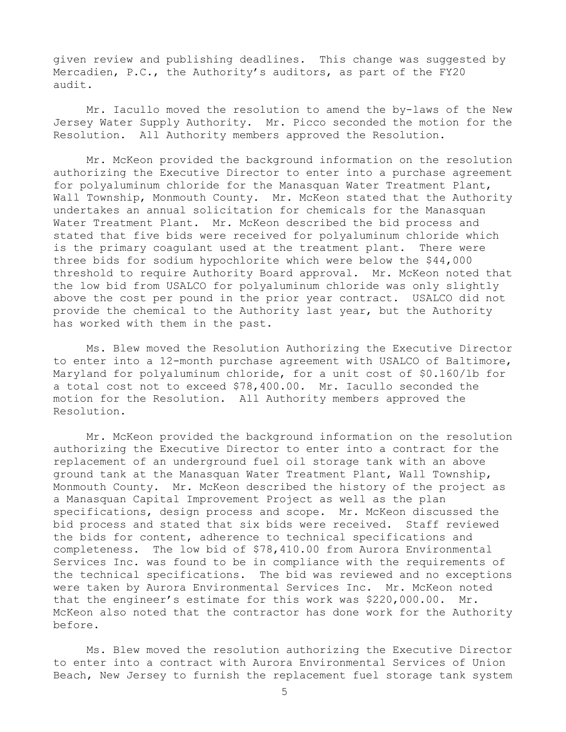given review and publishing deadlines. This change was suggested by Mercadien, P.C., the Authority's auditors, as part of the FY20 audit.

Mr. Iacullo moved the resolution to amend the by-laws of the New Jersey Water Supply Authority. Mr. Picco seconded the motion for the Resolution. All Authority members approved the Resolution.

Mr. McKeon provided the background information on the resolution authorizing the Executive Director to enter into a purchase agreement for polyaluminum chloride for the Manasquan Water Treatment Plant, Wall Township, Monmouth County. Mr. McKeon stated that the Authority undertakes an annual solicitation for chemicals for the Manasquan Water Treatment Plant. Mr. McKeon described the bid process and stated that five bids were received for polyaluminum chloride which is the primary coagulant used at the treatment plant. There were three bids for sodium hypochlorite which were below the $44,000 threshold to require Authority Board approval. Mr. McKeon noted that the low bid from USALCO for polyaluminum chloride was only slightly above the cost per pound in the prior year contract. USALCO did not provide the chemical to the Authority last year, but the Authority has worked with them in the past.

Ms. Blew moved the Resolution Authorizing the Executive Director to enter into a 12-month purchase agreement with USALCO of Baltimore, Maryland for polyaluminum chloride, for a unit cost of $0.160/lb for a total cost not to exceed $78,400.00. Mr. Iacullo seconded the motion for the Resolution. All Authority members approved the Resolution.

Mr. McKeon provided the background information on the resolution authorizing the Executive Director to enter into a contract for the replacement of an underground fuel oil storage tank with an above ground tank at the Manasquan Water Treatment Plant, Wall Township, Monmouth County. Mr. McKeon described the history of the project as a Manasquan Capital Improvement Project as well as the plan specifications, design process and scope. Mr. McKeon discussed the bid process and stated that six bids were received. Staff reviewed the bids for content, adherence to technical specifications and completeness. The low bid of $78,410.00 from Aurora Environmental Services Inc. was found to be in compliance with the requirements of the technical specifications. The bid was reviewed and no exceptions were taken by Aurora Environmental Services Inc. Mr. McKeon noted that the engineer's estimate for this work was $220,000.00. Mr. McKeon also noted that the contractor has done work for the Authority before.

Ms. Blew moved the resolution authorizing the Executive Director to enter into a contract with Aurora Environmental Services of Union Beach, New Jersey to furnish the replacement fuel storage tank system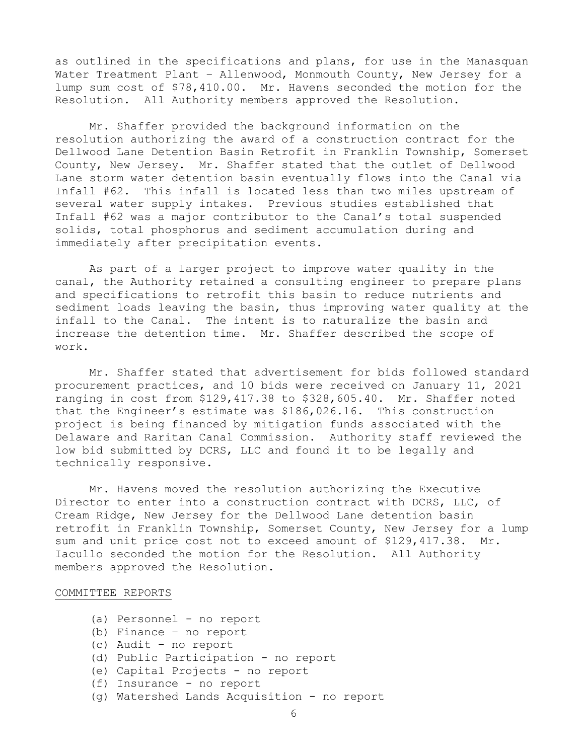as outlined in the specifications and plans, for use in the Manasquan Water Treatment Plant – Allenwood, Monmouth County, New Jersey for a lump sum cost of $78,410.00. Mr. Havens seconded the motion for the Resolution. All Authority members approved the Resolution.

Mr. Shaffer provided the background information on the resolution authorizing the award of a construction contract for the Dellwood Lane Detention Basin Retrofit in Franklin Township, Somerset County, New Jersey. Mr. Shaffer stated that the outlet of Dellwood Lane storm water detention basin eventually flows into the Canal via Infall #62. This infall is located less than two miles upstream of several water supply intakes. Previous studies established that Infall #62 was a major contributor to the Canal's total suspended solids, total phosphorus and sediment accumulation during and immediately after precipitation events.

As part of a larger project to improve water quality in the canal, the Authority retained a consulting engineer to prepare plans and specifications to retrofit this basin to reduce nutrients and sediment loads leaving the basin, thus improving water quality at the infall to the Canal. The intent is to naturalize the basin and increase the detention time. Mr. Shaffer described the scope of work.

Mr. Shaffer stated that advertisement for bids followed standard procurement practices, and 10 bids were received on January 11, 2021 ranging in cost from $129,417.38 to $328,605.40. Mr. Shaffer noted that the Engineer's estimate was $186,026.16. This construction project is being financed by mitigation funds associated with the Delaware and Raritan Canal Commission. Authority staff reviewed the low bid submitted by DCRS, LLC and found it to be legally and technically responsive.

Mr. Havens moved the resolution authorizing the Executive Director to enter into a construction contract with DCRS, LLC, of Cream Ridge, New Jersey for the Dellwood Lane detention basin retrofit in Franklin Township, Somerset County, New Jersey for a lump sum and unit price cost not to exceed amount of $129,417.38. Mr. Iacullo seconded the motion for the Resolution. All Authority members approved the Resolution.

COMMITTEE REPORTS

(a) Personnel - no report
(b) Finance – no report
(c) Audit – no report
(d) Public Participation - no report
(e) Capital Projects - no report
(f) Insurance - no report
(g) Watershed Lands Acquisition - no report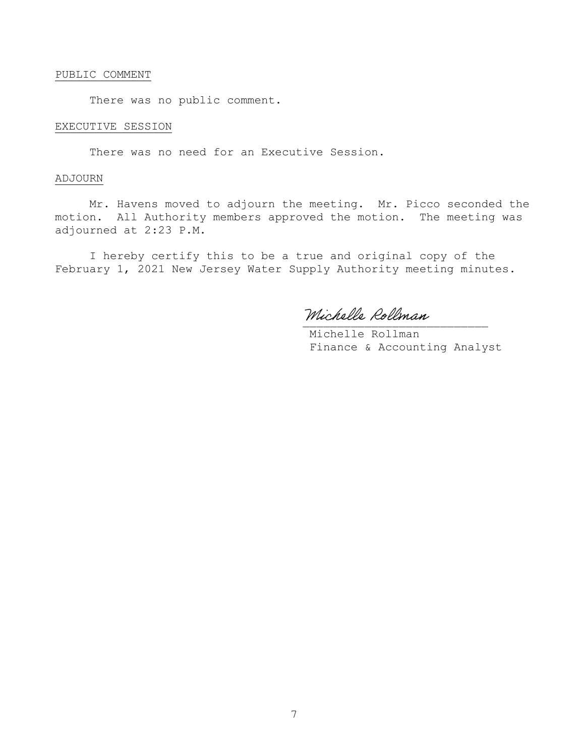PUBLIC COMMENT

There was no public comment.

EXECUTIVE SESSION

There was no need for an Executive Session.

ADJOURN

Mr. Havens moved to adjourn the meeting. Mr. Picco seconded the motion. All Authority members approved the motion. The meeting was adjourned at 2:23 P.M.

I hereby certify this to be a true and original copy of the February 1, 2021 New Jersey Water Supply Authority meeting minutes.

*Michelle Rollman*

Michelle Rollman
Finance & Accounting Analyst